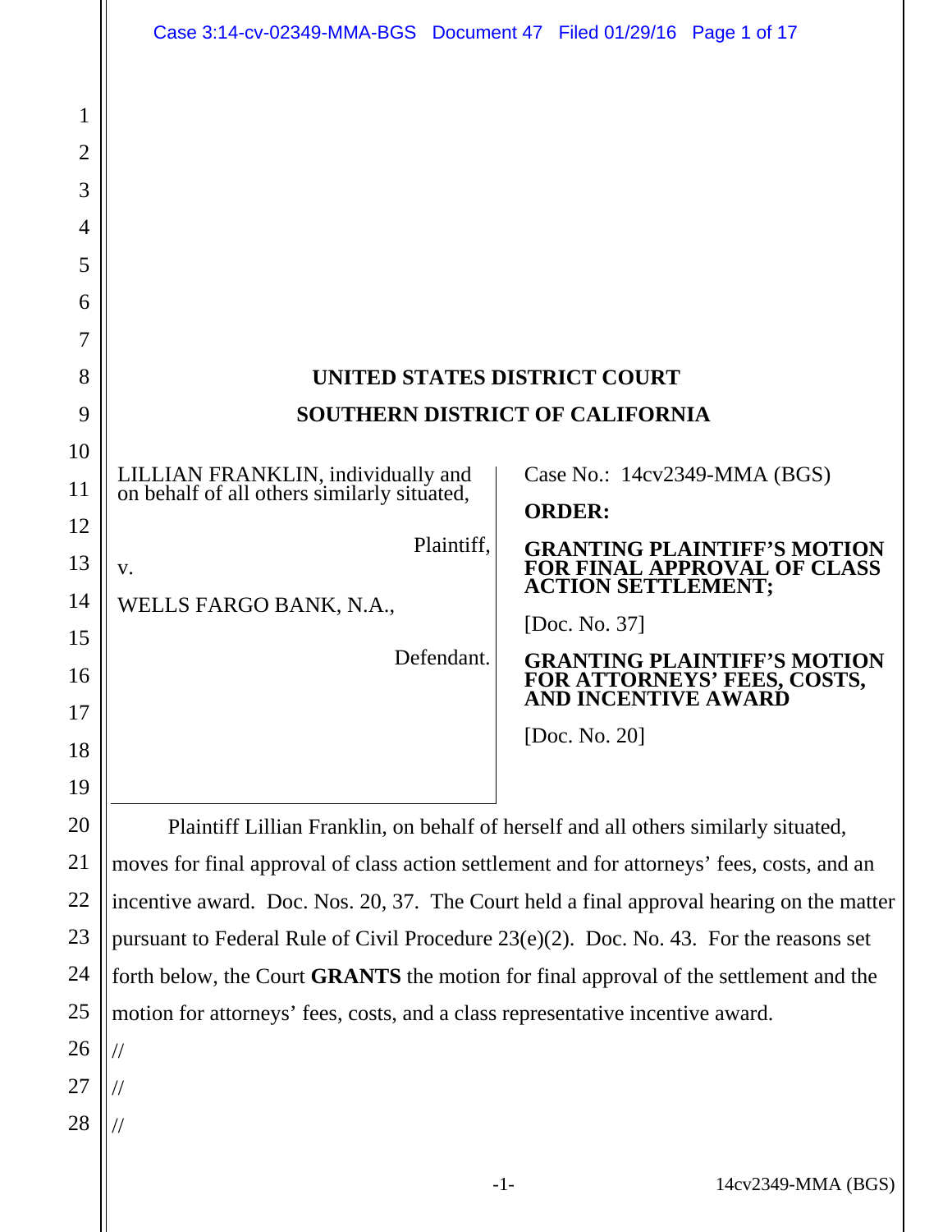# UNITED STATES DISTRICT COURT
# SOUTHERN DISTRICT OF CALIFORNIA

LILLIAN FRANKLIN, individually and on behalf of all others similarly situated,

Plaintiff,

v.

WELLS FARGO BANK, N.A.,

Defendant.

Case No.: 14cv2349-MMA (BGS)

**ORDER:**

**GRANTING PLAINTIFF'S MOTION FOR FINAL APPROVAL OF CLASS ACTION SETTLEMENT;**

[Doc. No. 37]

**GRANTING PLAINTIFF'S MOTION FOR ATTORNEYS' FEES, COSTS, AND INCENTIVE AWARD**

[Doc. No. 20]

Plaintiff Lillian Franklin, on behalf of herself and all others similarly situated, moves for final approval of class action settlement and for attorneys' fees, costs, and an incentive award. Doc. Nos. 20, 37. The Court held a final approval hearing on the matter pursuant to Federal Rule of Civil Procedure 23(e)(2). Doc. No. 43. For the reasons set forth below, the Court **GRANTS** the motion for final approval of the settlement and the motion for attorneys' fees, costs, and a class representative incentive award.

//

//

//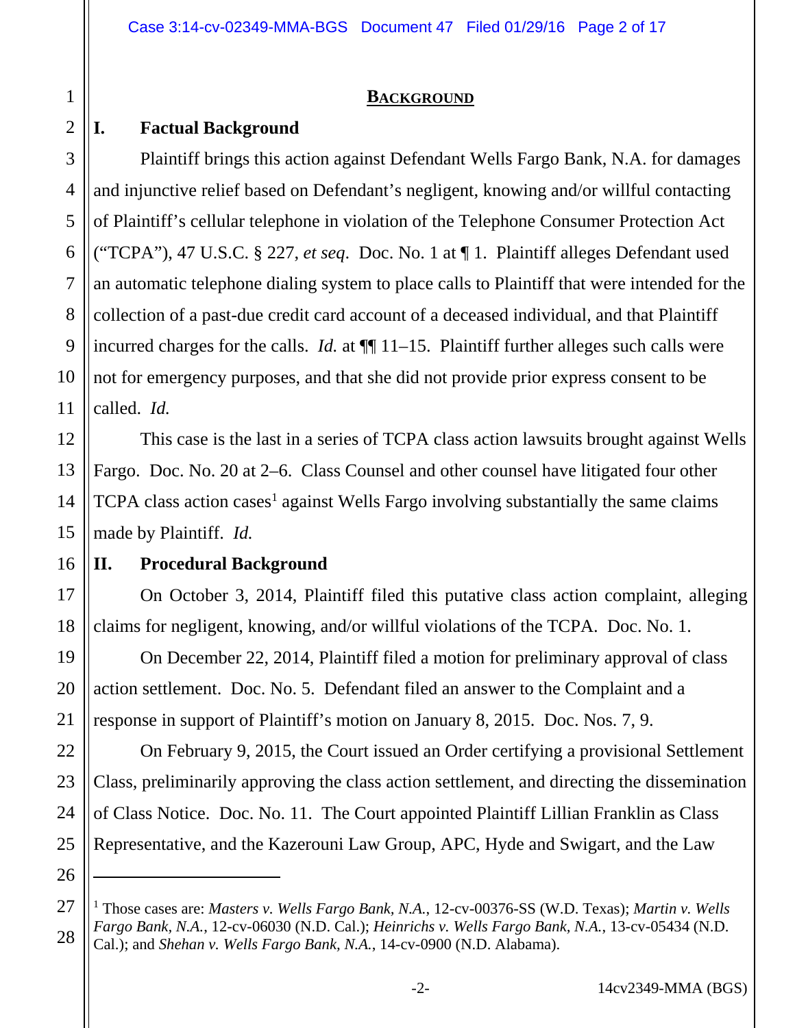## BACKGROUND

### I. Factual Background

Plaintiff brings this action against Defendant Wells Fargo Bank, N.A. for damages and injunctive relief based on Defendant's negligent, knowing and/or willful contacting of Plaintiff's cellular telephone in violation of the Telephone Consumer Protection Act ("TCPA"), 47 U.S.C. § 227, *et seq*. Doc. No. 1 at ¶ 1. Plaintiff alleges Defendant used an automatic telephone dialing system to place calls to Plaintiff that were intended for the collection of a past-due credit card account of a deceased individual, and that Plaintiff incurred charges for the calls. *Id.* at ¶¶ 11–15. Plaintiff further alleges such calls were not for emergency purposes, and that she did not provide prior express consent to be called. *Id.*

This case is the last in a series of TCPA class action lawsuits brought against Wells Fargo. Doc. No. 20 at 2–6. Class Counsel and other counsel have litigated four other TCPA class action cases[1] against Wells Fargo involving substantially the same claims made by Plaintiff. *Id.*

### II. Procedural Background

On October 3, 2014, Plaintiff filed this putative class action complaint, alleging claims for negligent, knowing, and/or willful violations of the TCPA. Doc. No. 1.

On December 22, 2014, Plaintiff filed a motion for preliminary approval of class action settlement. Doc. No. 5. Defendant filed an answer to the Complaint and a response in support of Plaintiff's motion on January 8, 2015. Doc. Nos. 7, 9.

On February 9, 2015, the Court issued an Order certifying a provisional Settlement Class, preliminarily approving the class action settlement, and directing the dissemination of Class Notice. Doc. No. 11. The Court appointed Plaintiff Lillian Franklin as Class Representative, and the Kazerouni Law Group, APC, Hyde and Swigart, and the Law

---

[1] Those cases are: *Masters v. Wells Fargo Bank, N.A.*, 12-cv-00376-SS (W.D. Texas); *Martin v. Wells Fargo Bank, N.A.*, 12-cv-06030 (N.D. Cal.); *Heinrichs v. Wells Fargo Bank, N.A.*, 13-cv-05434 (N.D. Cal.); and *Shehan v. Wells Fargo Bank, N.A.*, 14-cv-0900 (N.D. Alabama).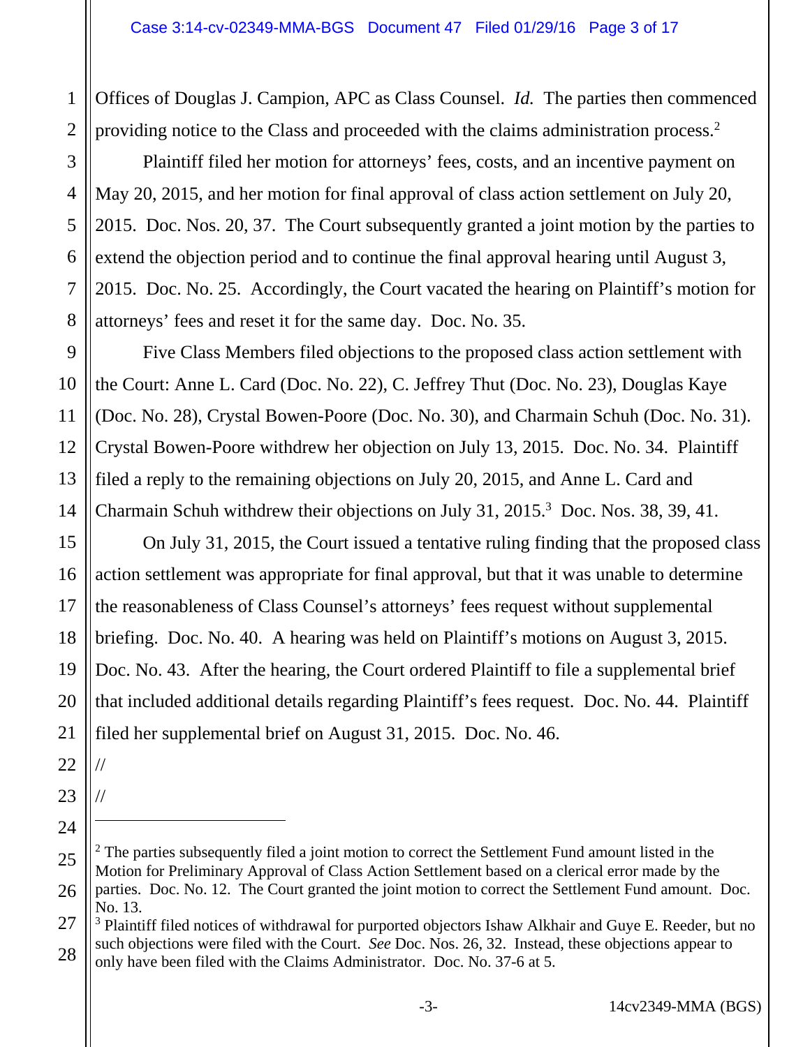Offices of Douglas J. Campion, APC as Class Counsel. *Id.* The parties then commenced providing notice to the Class and proceeded with the claims administration process.[2]

Plaintiff filed her motion for attorneys' fees, costs, and an incentive payment on May 20, 2015, and her motion for final approval of class action settlement on July 20, 2015. Doc. Nos. 20, 37. The Court subsequently granted a joint motion by the parties to extend the objection period and to continue the final approval hearing until August 3, 2015. Doc. No. 25. Accordingly, the Court vacated the hearing on Plaintiff's motion for attorneys' fees and reset it for the same day. Doc. No. 35.

Five Class Members filed objections to the proposed class action settlement with the Court: Anne L. Card (Doc. No. 22), C. Jeffrey Thut (Doc. No. 23), Douglas Kaye (Doc. No. 28), Crystal Bowen-Poore (Doc. No. 30), and Charmain Schuh (Doc. No. 31). Crystal Bowen-Poore withdrew her objection on July 13, 2015. Doc. No. 34. Plaintiff filed a reply to the remaining objections on July 20, 2015, and Anne L. Card and Charmain Schuh withdrew their objections on July 31, 2015.[3] Doc. Nos. 38, 39, 41.

On July 31, 2015, the Court issued a tentative ruling finding that the proposed class action settlement was appropriate for final approval, but that it was unable to determine the reasonableness of Class Counsel's attorneys' fees request without supplemental briefing. Doc. No. 40. A hearing was held on Plaintiff's motions on August 3, 2015. Doc. No. 43. After the hearing, the Court ordered Plaintiff to file a supplemental brief that included additional details regarding Plaintiff's fees request. Doc. No. 44. Plaintiff filed her supplemental brief on August 31, 2015. Doc. No. 46.

//

//

---

[2] The parties subsequently filed a joint motion to correct the Settlement Fund amount listed in the Motion for Preliminary Approval of Class Action Settlement based on a clerical error made by the parties. Doc. No. 12. The Court granted the joint motion to correct the Settlement Fund amount. Doc. No. 13.

[3] Plaintiff filed notices of withdrawal for purported objectors Ishaw Alkhair and Guye E. Reeder, but no such objections were filed with the Court. *See* Doc. Nos. 26, 32. Instead, these objections appear to only have been filed with the Claims Administrator. Doc. No. 37-6 at 5.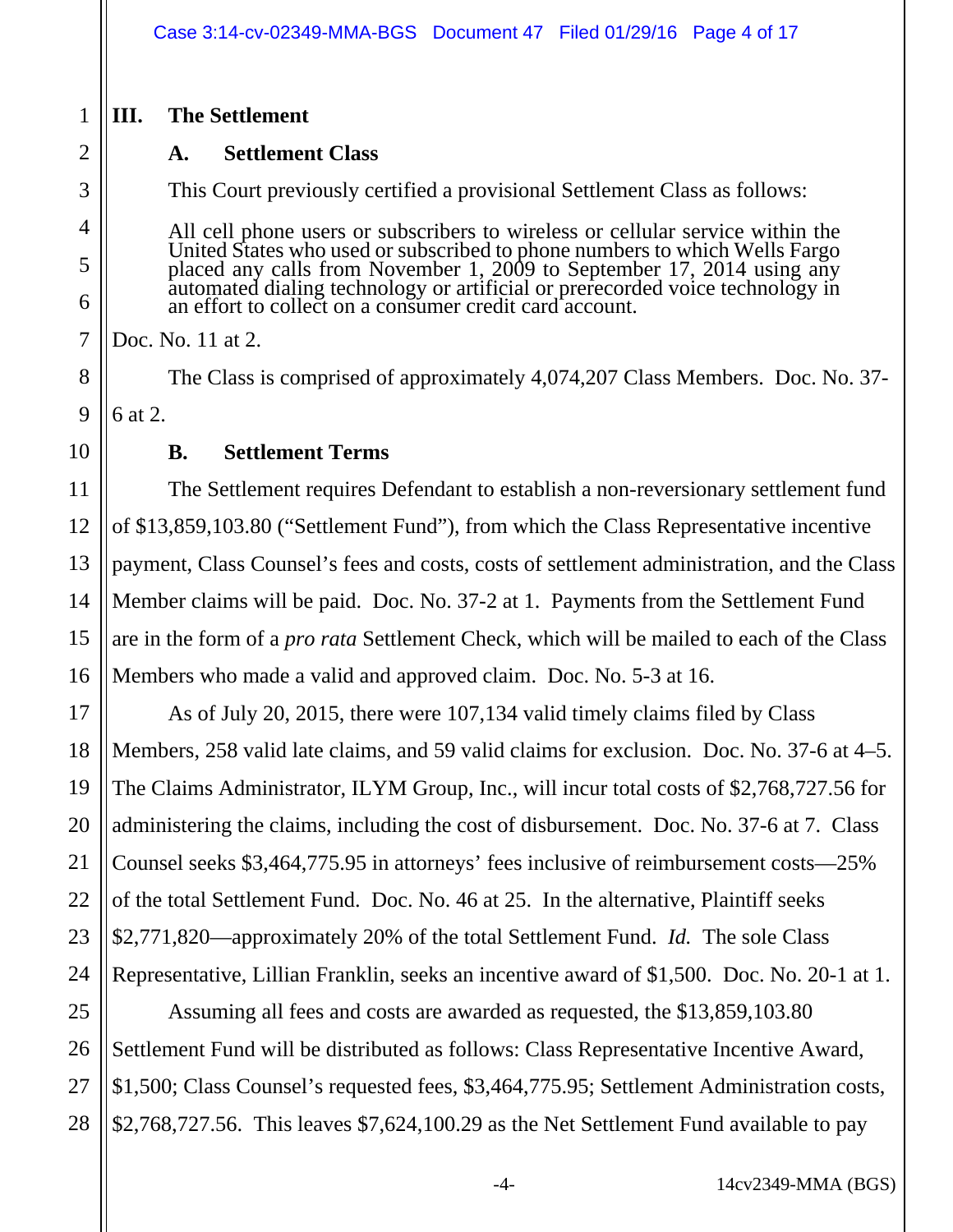## III. The Settlement

### A. Settlement Class

This Court previously certified a provisional Settlement Class as follows:

> All cell phone users or subscribers to wireless or cellular service within the United States who used or subscribed to phone numbers to which Wells Fargo placed any calls from November 1, 2009 to September 17, 2014 using any automated dialing technology or artificial or prerecorded voice technology in an effort to collect on a consumer credit card account.

Doc. No. 11 at 2.

The Class is comprised of approximately 4,074,207 Class Members. Doc. No. 37-6 at 2.

### B. Settlement Terms

The Settlement requires Defendant to establish a non-reversionary settlement fund of $13,859,103.80 ("Settlement Fund"), from which the Class Representative incentive payment, Class Counsel's fees and costs, costs of settlement administration, and the Class Member claims will be paid. Doc. No. 37-2 at 1. Payments from the Settlement Fund are in the form of a *pro rata* Settlement Check, which will be mailed to each of the Class Members who made a valid and approved claim. Doc. No. 5-3 at 16.

As of July 20, 2015, there were 107,134 valid timely claims filed by Class Members, 258 valid late claims, and 59 valid claims for exclusion. Doc. No. 37-6 at 4–5. The Claims Administrator, ILYM Group, Inc., will incur total costs of $2,768,727.56 for administering the claims, including the cost of disbursement. Doc. No. 37-6 at 7. Class Counsel seeks $3,464,775.95 in attorneys' fees inclusive of reimbursement costs—25% of the total Settlement Fund. Doc. No. 46 at 25. In the alternative, Plaintiff seeks $2,771,820—approximately 20% of the total Settlement Fund. *Id.* The sole Class Representative, Lillian Franklin, seeks an incentive award of $1,500. Doc. No. 20-1 at 1.

Assuming all fees and costs are awarded as requested, the $13,859,103.80 Settlement Fund will be distributed as follows: Class Representative Incentive Award, $1,500; Class Counsel's requested fees, $3,464,775.95; Settlement Administration costs, $2,768,727.56. This leaves $7,624,100.29 as the Net Settlement Fund available to pay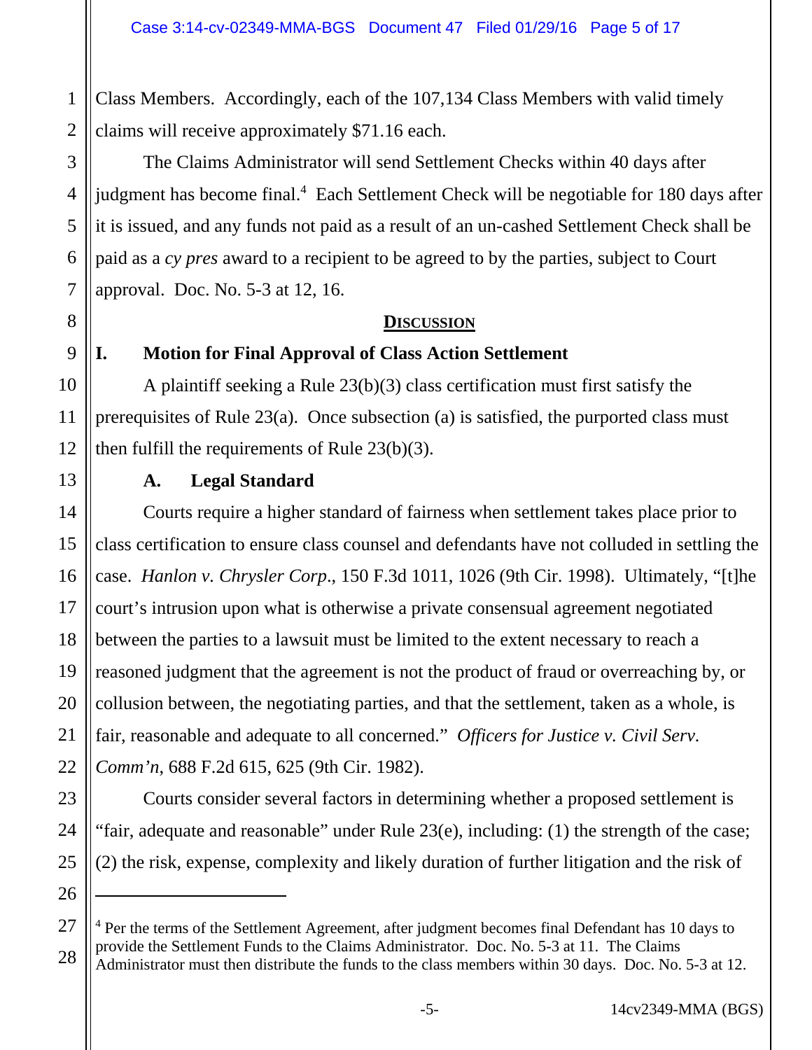Class Members. Accordingly, each of the 107,134 Class Members with valid timely claims will receive approximately $71.16 each.

The Claims Administrator will send Settlement Checks within 40 days after judgment has become final.[4] Each Settlement Check will be negotiable for 180 days after it is issued, and any funds not paid as a result of an un-cashed Settlement Check shall be paid as a *cy pres* award to a recipient to be agreed to by the parties, subject to Court approval. Doc. No. 5-3 at 12, 16.

## DISCUSSION

### I. Motion for Final Approval of Class Action Settlement

A plaintiff seeking a Rule 23(b)(3) class certification must first satisfy the prerequisites of Rule 23(a). Once subsection (a) is satisfied, the purported class must then fulfill the requirements of Rule 23(b)(3).

#### A. Legal Standard

Courts require a higher standard of fairness when settlement takes place prior to class certification to ensure class counsel and defendants have not colluded in settling the case. *Hanlon v. Chrysler Corp.*, 150 F.3d 1011, 1026 (9th Cir. 1998). Ultimately, "[t]he court's intrusion upon what is otherwise a private consensual agreement negotiated between the parties to a lawsuit must be limited to the extent necessary to reach a reasoned judgment that the agreement is not the product of fraud or overreaching by, or collusion between, the negotiating parties, and that the settlement, taken as a whole, is fair, reasonable and adequate to all concerned." *Officers for Justice v. Civil Serv. Comm'n*, 688 F.2d 615, 625 (9th Cir. 1982).

Courts consider several factors in determining whether a proposed settlement is "fair, adequate and reasonable" under Rule 23(e), including: (1) the strength of the case; (2) the risk, expense, complexity and likely duration of further litigation and the risk of

---

[4] Per the terms of the Settlement Agreement, after judgment becomes final Defendant has 10 days to provide the Settlement Funds to the Claims Administrator. Doc. No. 5-3 at 11. The Claims Administrator must then distribute the funds to the class members within 30 days. Doc. No. 5-3 at 12.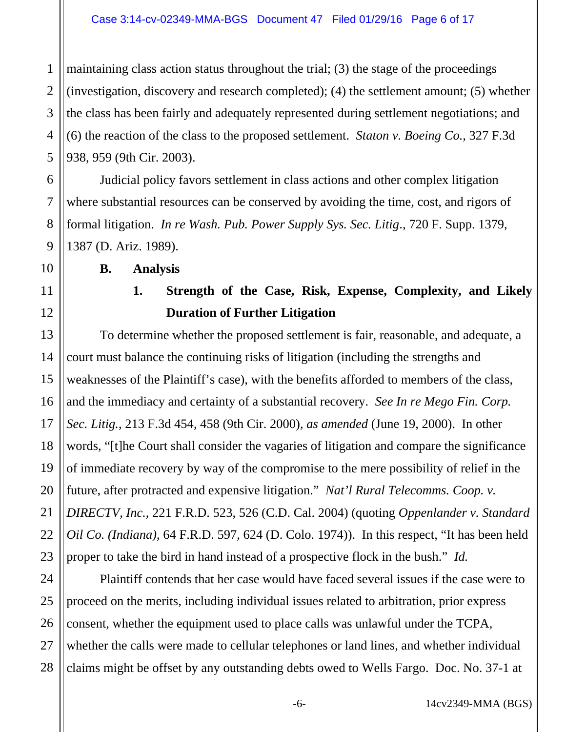maintaining class action status throughout the trial; (3) the stage of the proceedings (investigation, discovery and research completed); (4) the settlement amount; (5) whether the class has been fairly and adequately represented during settlement negotiations; and (6) the reaction of the class to the proposed settlement. *Staton v. Boeing Co.*, 327 F.3d 938, 959 (9th Cir. 2003).

Judicial policy favors settlement in class actions and other complex litigation where substantial resources can be conserved by avoiding the time, cost, and rigors of formal litigation. *In re Wash. Pub. Power Supply Sys. Sec. Litig.*, 720 F. Supp. 1379, 1387 (D. Ariz. 1989).

### B. Analysis

#### 1. Strength of the Case, Risk, Expense, Complexity, and Likely Duration of Further Litigation

To determine whether the proposed settlement is fair, reasonable, and adequate, a court must balance the continuing risks of litigation (including the strengths and weaknesses of the Plaintiff's case), with the benefits afforded to members of the class, and the immediacy and certainty of a substantial recovery. *See In re Mego Fin. Corp. Sec. Litig.*, 213 F.3d 454, 458 (9th Cir. 2000), *as amended* (June 19, 2000). In other words, "[t]he Court shall consider the vagaries of litigation and compare the significance of immediate recovery by way of the compromise to the mere possibility of relief in the future, after protracted and expensive litigation." *Nat'l Rural Telecomms. Coop. v. DIRECTV, Inc.*, 221 F.R.D. 523, 526 (C.D. Cal. 2004) (quoting *Oppenlander v. Standard Oil Co. (Indiana)*, 64 F.R.D. 597, 624 (D. Colo. 1974)). In this respect, "It has been held proper to take the bird in hand instead of a prospective flock in the bush." *Id.*

Plaintiff contends that her case would have faced several issues if the case were to proceed on the merits, including individual issues related to arbitration, prior express consent, whether the equipment used to place calls was unlawful under the TCPA, whether the calls were made to cellular telephones or land lines, and whether individual claims might be offset by any outstanding debts owed to Wells Fargo. Doc. No. 37-1 at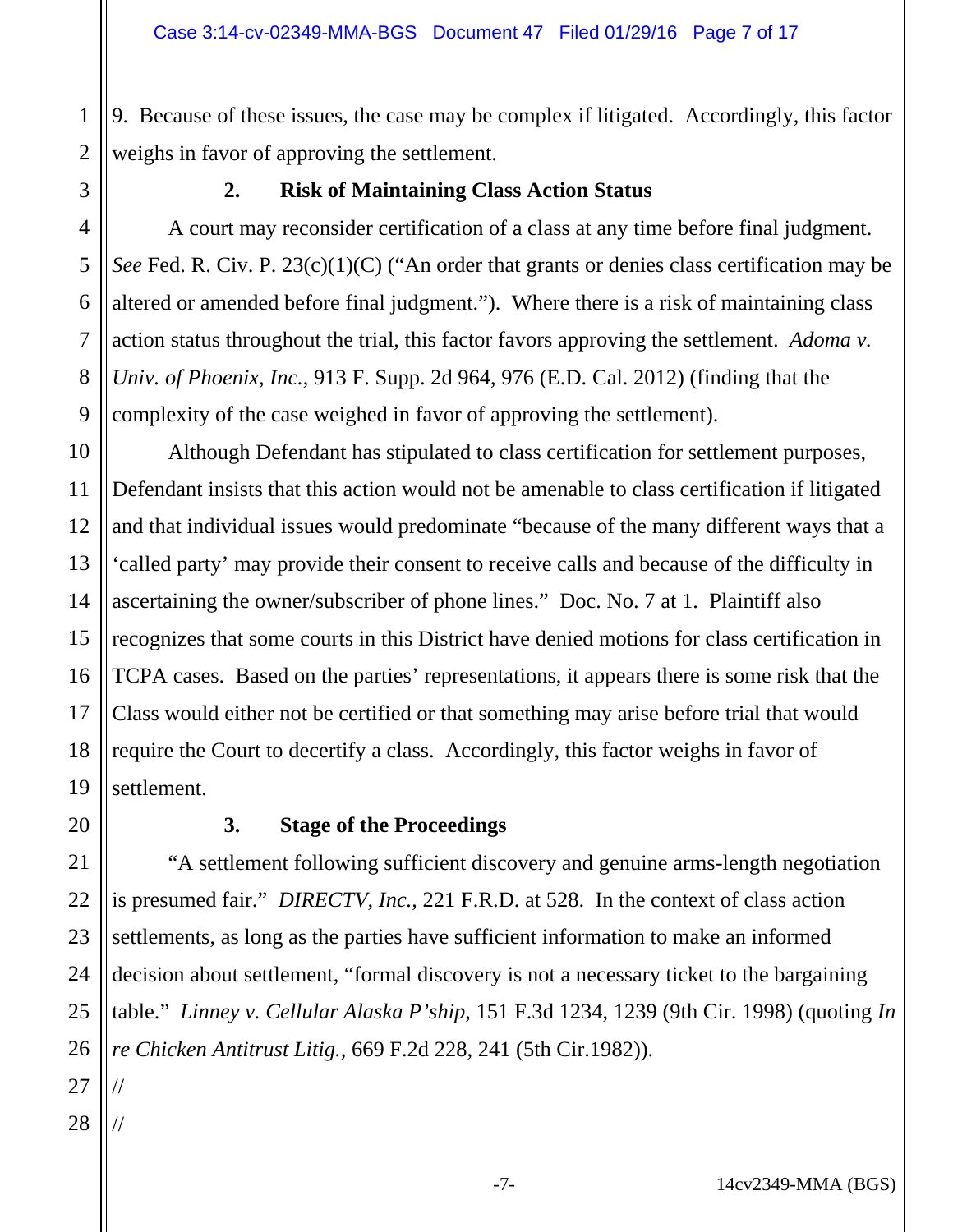9. Because of these issues, the case may be complex if litigated. Accordingly, this factor weighs in favor of approving the settlement.

**2. Risk of Maintaining Class Action Status**

A court may reconsider certification of a class at any time before final judgment. *See* Fed. R. Civ. P. 23(c)(1)(C) ("An order that grants or denies class certification may be altered or amended before final judgment."). Where there is a risk of maintaining class action status throughout the trial, this factor favors approving the settlement. *Adoma v. Univ. of Phoenix, Inc.*, 913 F. Supp. 2d 964, 976 (E.D. Cal. 2012) (finding that the complexity of the case weighed in favor of approving the settlement).

Although Defendant has stipulated to class certification for settlement purposes, Defendant insists that this action would not be amenable to class certification if litigated and that individual issues would predominate "because of the many different ways that a 'called party' may provide their consent to receive calls and because of the difficulty in ascertaining the owner/subscriber of phone lines." Doc. No. 7 at 1. Plaintiff also recognizes that some courts in this District have denied motions for class certification in TCPA cases. Based on the parties' representations, it appears there is some risk that the Class would either not be certified or that something may arise before trial that would require the Court to decertify a class. Accordingly, this factor weighs in favor of settlement.

**3. Stage of the Proceedings**

"A settlement following sufficient discovery and genuine arms-length negotiation is presumed fair." *DIRECTV, Inc.*, 221 F.R.D. at 528. In the context of class action settlements, as long as the parties have sufficient information to make an informed decision about settlement, "formal discovery is not a necessary ticket to the bargaining table." *Linney v. Cellular Alaska P'ship*, 151 F.3d 1234, 1239 (9th Cir. 1998) (quoting *In re Chicken Antitrust Litig.*, 669 F.2d 228, 241 (5th Cir.1982)).

//

//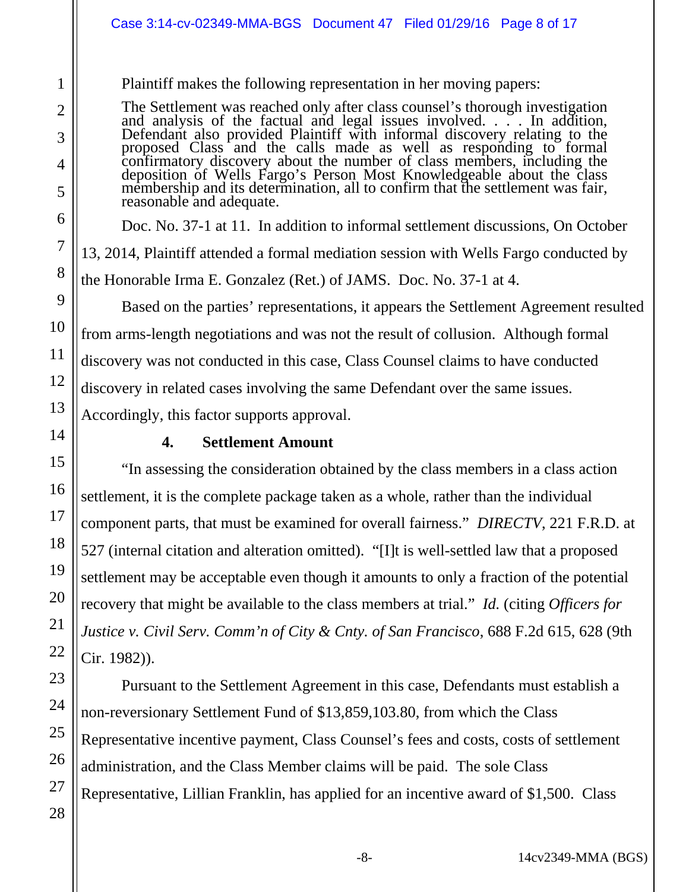Plaintiff makes the following representation in her moving papers:

> The Settlement was reached only after class counsel's thorough investigation and analysis of the factual and legal issues involved. . . . In addition, Defendant also provided Plaintiff with informal discovery relating to the proposed Class and the calls made as well as responding to formal confirmatory discovery about the number of class members, including the deposition of Wells Fargo's Person Most Knowledgeable about the class membership and its determination, all to confirm that the settlement was fair, reasonable and adequate.

Doc. No. 37-1 at 11. In addition to informal settlement discussions, On October 13, 2014, Plaintiff attended a formal mediation session with Wells Fargo conducted by the Honorable Irma E. Gonzalez (Ret.) of JAMS. Doc. No. 37-1 at 4.

Based on the parties' representations, it appears the Settlement Agreement resulted from arms-length negotiations and was not the result of collusion. Although formal discovery was not conducted in this case, Class Counsel claims to have conducted discovery in related cases involving the same Defendant over the same issues. Accordingly, this factor supports approval.

**4. Settlement Amount**

"In assessing the consideration obtained by the class members in a class action settlement, it is the complete package taken as a whole, rather than the individual component parts, that must be examined for overall fairness." *DIRECTV*, 221 F.R.D. at 527 (internal citation and alteration omitted). "[I]t is well-settled law that a proposed settlement may be acceptable even though it amounts to only a fraction of the potential recovery that might be available to the class members at trial." *Id.* (citing *Officers for Justice v. Civil Serv. Comm'n of City & Cnty. of San Francisco*, 688 F.2d 615, 628 (9th Cir. 1982)).

Pursuant to the Settlement Agreement in this case, Defendants must establish a non-reversionary Settlement Fund of $13,859,103.80, from which the Class Representative incentive payment, Class Counsel's fees and costs, costs of settlement administration, and the Class Member claims will be paid. The sole Class Representative, Lillian Franklin, has applied for an incentive award of $1,500. Class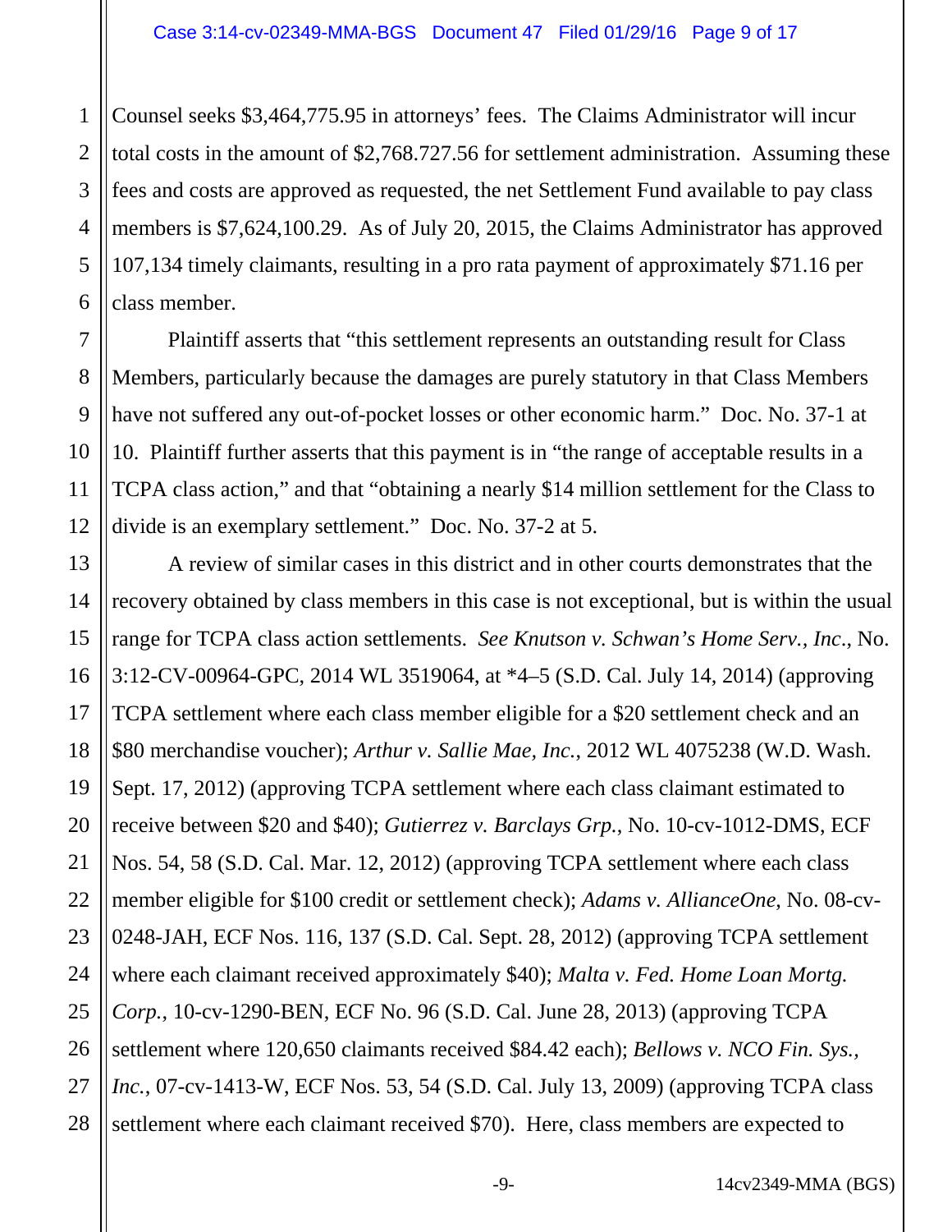Counsel seeks $3,464,775.95 in attorneys' fees. The Claims Administrator will incur total costs in the amount of $2,768.727.56 for settlement administration. Assuming these fees and costs are approved as requested, the net Settlement Fund available to pay class members is $7,624,100.29. As of July 20, 2015, the Claims Administrator has approved 107,134 timely claimants, resulting in a pro rata payment of approximately $71.16 per class member.

Plaintiff asserts that "this settlement represents an outstanding result for Class Members, particularly because the damages are purely statutory in that Class Members have not suffered any out-of-pocket losses or other economic harm." Doc. No. 37-1 at 10. Plaintiff further asserts that this payment is in "the range of acceptable results in a TCPA class action," and that "obtaining a nearly $14 million settlement for the Class to divide is an exemplary settlement." Doc. No. 37-2 at 5.

A review of similar cases in this district and in other courts demonstrates that the recovery obtained by class members in this case is not exceptional, but is within the usual range for TCPA class action settlements. *See Knutson v. Schwan's Home Serv., Inc.*, No. 3:12-CV-00964-GPC, 2014 WL 3519064, at *4–5 (S.D. Cal. July 14, 2014) (approving TCPA settlement where each class member eligible for a $20 settlement check and an $80 merchandise voucher); *Arthur v. Sallie Mae, Inc.*, 2012 WL 4075238 (W.D. Wash. Sept. 17, 2012) (approving TCPA settlement where each class claimant estimated to receive between $20 and $40); *Gutierrez v. Barclays Grp.*, No. 10-cv-1012-DMS, ECF Nos. 54, 58 (S.D. Cal. Mar. 12, 2012) (approving TCPA settlement where each class member eligible for $100 credit or settlement check); *Adams v. AllianceOne*, No. 08-cv-0248-JAH, ECF Nos. 116, 137 (S.D. Cal. Sept. 28, 2012) (approving TCPA settlement where each claimant received approximately $40); *Malta v. Fed. Home Loan Mortg. Corp.*, 10-cv-1290-BEN, ECF No. 96 (S.D. Cal. June 28, 2013) (approving TCPA settlement where 120,650 claimants received $84.42 each); *Bellows v. NCO Fin. Sys., Inc.*, 07-cv-1413-W, ECF Nos. 53, 54 (S.D. Cal. July 13, 2009) (approving TCPA class settlement where each claimant received $70). Here, class members are expected to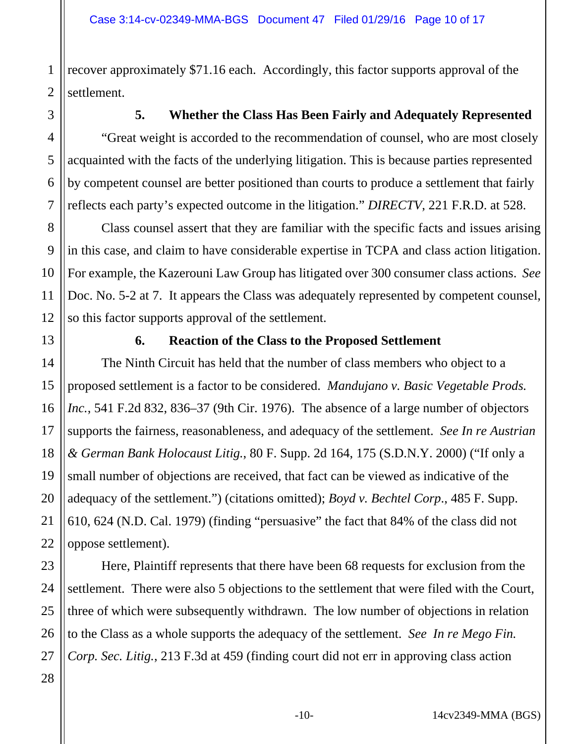recover approximately $71.16 each. Accordingly, this factor supports approval of the settlement.

### 5. Whether the Class Has Been Fairly and Adequately Represented

"Great weight is accorded to the recommendation of counsel, who are most closely acquainted with the facts of the underlying litigation. This is because parties represented by competent counsel are better positioned than courts to produce a settlement that fairly reflects each party's expected outcome in the litigation." *DIRECTV*, 221 F.R.D. at 528.

Class counsel assert that they are familiar with the specific facts and issues arising in this case, and claim to have considerable expertise in TCPA and class action litigation. For example, the Kazerouni Law Group has litigated over 300 consumer class actions. *See* Doc. No. 5-2 at 7. It appears the Class was adequately represented by competent counsel, so this factor supports approval of the settlement.

### 6. Reaction of the Class to the Proposed Settlement

The Ninth Circuit has held that the number of class members who object to a proposed settlement is a factor to be considered. *Mandujano v. Basic Vegetable Prods. Inc.*, 541 F.2d 832, 836–37 (9th Cir. 1976). The absence of a large number of objectors supports the fairness, reasonableness, and adequacy of the settlement. *See In re Austrian & German Bank Holocaust Litig.*, 80 F. Supp. 2d 164, 175 (S.D.N.Y. 2000) ("If only a small number of objections are received, that fact can be viewed as indicative of the adequacy of the settlement.") (citations omitted); *Boyd v. Bechtel Corp.*, 485 F. Supp. 610, 624 (N.D. Cal. 1979) (finding "persuasive" the fact that 84% of the class did not oppose settlement).

Here, Plaintiff represents that there have been 68 requests for exclusion from the settlement. There were also 5 objections to the settlement that were filed with the Court, three of which were subsequently withdrawn. The low number of objections in relation to the Class as a whole supports the adequacy of the settlement. *See In re Mego Fin. Corp. Sec. Litig.*, 213 F.3d at 459 (finding court did not err in approving class action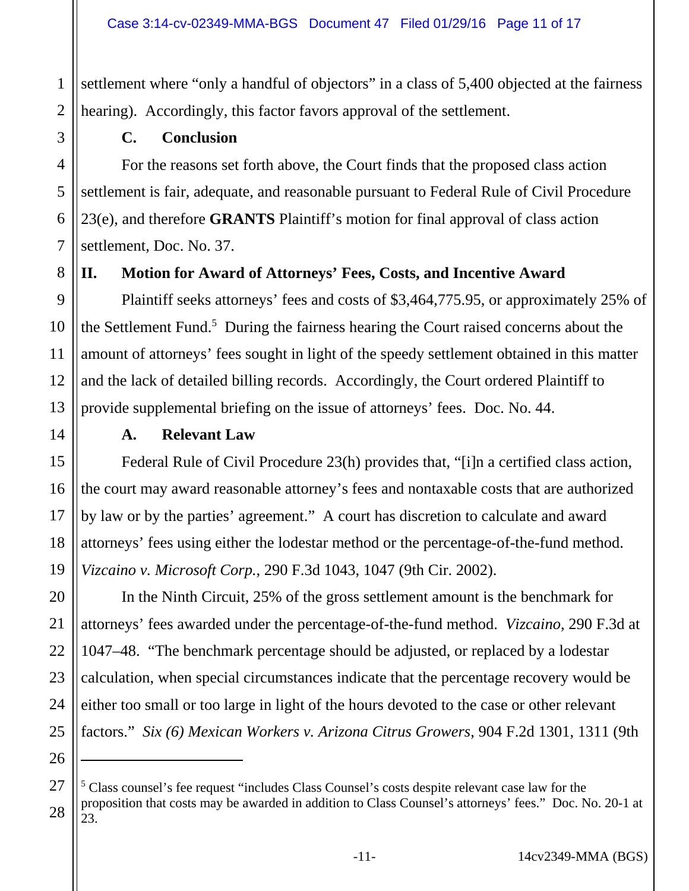settlement where "only a handful of objectors" in a class of 5,400 objected at the fairness hearing). Accordingly, this factor favors approval of the settlement.

### C. Conclusion

For the reasons set forth above, the Court finds that the proposed class action settlement is fair, adequate, and reasonable pursuant to Federal Rule of Civil Procedure 23(e), and therefore **GRANTS** Plaintiff's motion for final approval of class action settlement, Doc. No. 37.

## II. Motion for Award of Attorneys' Fees, Costs, and Incentive Award

Plaintiff seeks attorneys' fees and costs of $3,464,775.95, or approximately 25% of the Settlement Fund.[5] During the fairness hearing the Court raised concerns about the amount of attorneys' fees sought in light of the speedy settlement obtained in this matter and the lack of detailed billing records. Accordingly, the Court ordered Plaintiff to provide supplemental briefing on the issue of attorneys' fees. Doc. No. 44.

### A. Relevant Law

Federal Rule of Civil Procedure 23(h) provides that, "[i]n a certified class action, the court may award reasonable attorney's fees and nontaxable costs that are authorized by law or by the parties' agreement." A court has discretion to calculate and award attorneys' fees using either the lodestar method or the percentage-of-the-fund method. *Vizcaino v. Microsoft Corp.*, 290 F.3d 1043, 1047 (9th Cir. 2002).

In the Ninth Circuit, 25% of the gross settlement amount is the benchmark for attorneys' fees awarded under the percentage-of-the-fund method. *Vizcaino*, 290 F.3d at 1047–48. "The benchmark percentage should be adjusted, or replaced by a lodestar calculation, when special circumstances indicate that the percentage recovery would be either too small or too large in light of the hours devoted to the case or other relevant factors." *Six (6) Mexican Workers v. Arizona Citrus Growers*, 904 F.2d 1301, 1311 (9th

---

[5] Class counsel's fee request "includes Class Counsel's costs despite relevant case law for the proposition that costs may be awarded in addition to Class Counsel's attorneys' fees." Doc. No. 20-1 at 23.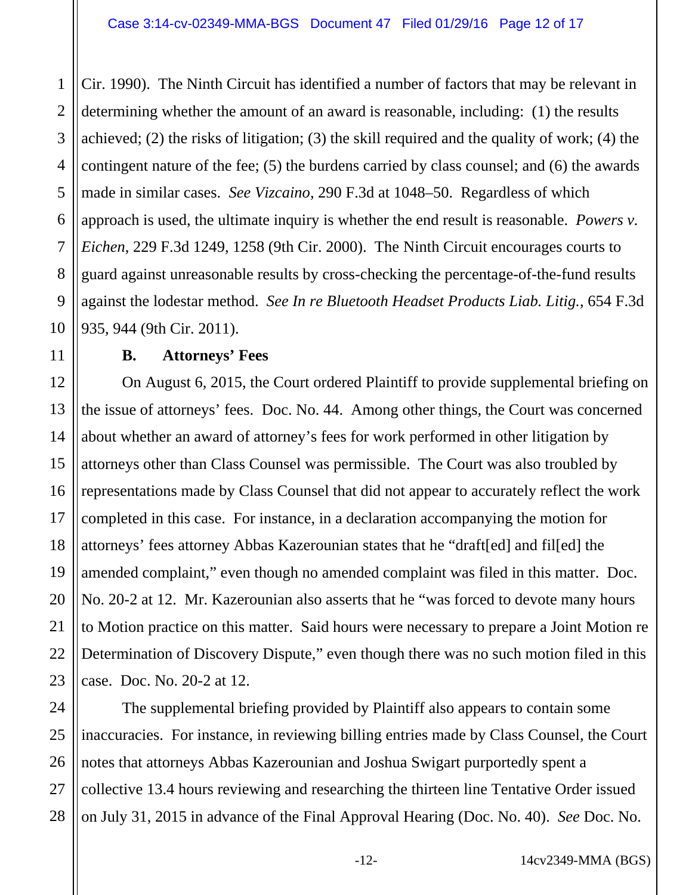Cir. 1990). The Ninth Circuit has identified a number of factors that may be relevant in determining whether the amount of an award is reasonable, including: (1) the results achieved; (2) the risks of litigation; (3) the skill required and the quality of work; (4) the contingent nature of the fee; (5) the burdens carried by class counsel; and (6) the awards made in similar cases. *See Vizcaino*, 290 F.3d at 1048–50. Regardless of which approach is used, the ultimate inquiry is whether the end result is reasonable. *Powers v. Eichen*, 229 F.3d 1249, 1258 (9th Cir. 2000). The Ninth Circuit encourages courts to guard against unreasonable results by cross-checking the percentage-of-the-fund results against the lodestar method. *See In re Bluetooth Headset Products Liab. Litig.*, 654 F.3d 935, 944 (9th Cir. 2011).

**B. Attorneys' Fees**

On August 6, 2015, the Court ordered Plaintiff to provide supplemental briefing on the issue of attorneys' fees. Doc. No. 44. Among other things, the Court was concerned about whether an award of attorney's fees for work performed in other litigation by attorneys other than Class Counsel was permissible. The Court was also troubled by representations made by Class Counsel that did not appear to accurately reflect the work completed in this case. For instance, in a declaration accompanying the motion for attorneys' fees attorney Abbas Kazerounian states that he "draft[ed] and fil[ed] the amended complaint," even though no amended complaint was filed in this matter. Doc. No. 20-2 at 12. Mr. Kazerounian also asserts that he "was forced to devote many hours to Motion practice on this matter. Said hours were necessary to prepare a Joint Motion re Determination of Discovery Dispute," even though there was no such motion filed in this case. Doc. No. 20-2 at 12.

The supplemental briefing provided by Plaintiff also appears to contain some inaccuracies. For instance, in reviewing billing entries made by Class Counsel, the Court notes that attorneys Abbas Kazerounian and Joshua Swigart purportedly spent a collective 13.4 hours reviewing and researching the thirteen line Tentative Order issued on July 31, 2015 in advance of the Final Approval Hearing (Doc. No. 40). *See* Doc. No.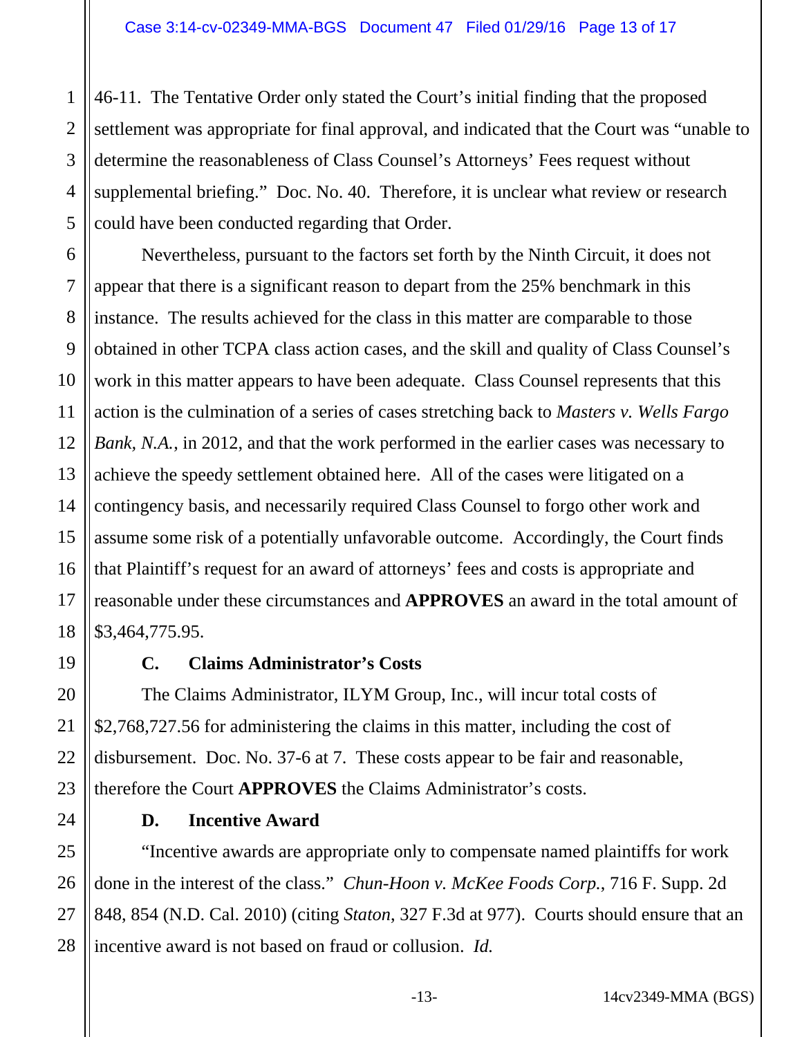46-11. The Tentative Order only stated the Court's initial finding that the proposed settlement was appropriate for final approval, and indicated that the Court was "unable to determine the reasonableness of Class Counsel's Attorneys' Fees request without supplemental briefing." Doc. No. 40. Therefore, it is unclear what review or research could have been conducted regarding that Order.

Nevertheless, pursuant to the factors set forth by the Ninth Circuit, it does not appear that there is a significant reason to depart from the 25% benchmark in this instance. The results achieved for the class in this matter are comparable to those obtained in other TCPA class action cases, and the skill and quality of Class Counsel's work in this matter appears to have been adequate. Class Counsel represents that this action is the culmination of a series of cases stretching back to *Masters v. Wells Fargo Bank, N.A.*, in 2012, and that the work performed in the earlier cases was necessary to achieve the speedy settlement obtained here. All of the cases were litigated on a contingency basis, and necessarily required Class Counsel to forgo other work and assume some risk of a potentially unfavorable outcome. Accordingly, the Court finds that Plaintiff's request for an award of attorneys' fees and costs is appropriate and reasonable under these circumstances and **APPROVES** an award in the total amount of $3,464,775.95.

### C. Claims Administrator's Costs

The Claims Administrator, ILYM Group, Inc., will incur total costs of $2,768,727.56 for administering the claims in this matter, including the cost of disbursement. Doc. No. 37-6 at 7. These costs appear to be fair and reasonable, therefore the Court **APPROVES** the Claims Administrator's costs.

### D. Incentive Award

"Incentive awards are appropriate only to compensate named plaintiffs for work done in the interest of the class." *Chun-Hoon v. McKee Foods Corp.*, 716 F. Supp. 2d 848, 854 (N.D. Cal. 2010) (citing *Staton*, 327 F.3d at 977). Courts should ensure that an incentive award is not based on fraud or collusion. *Id.*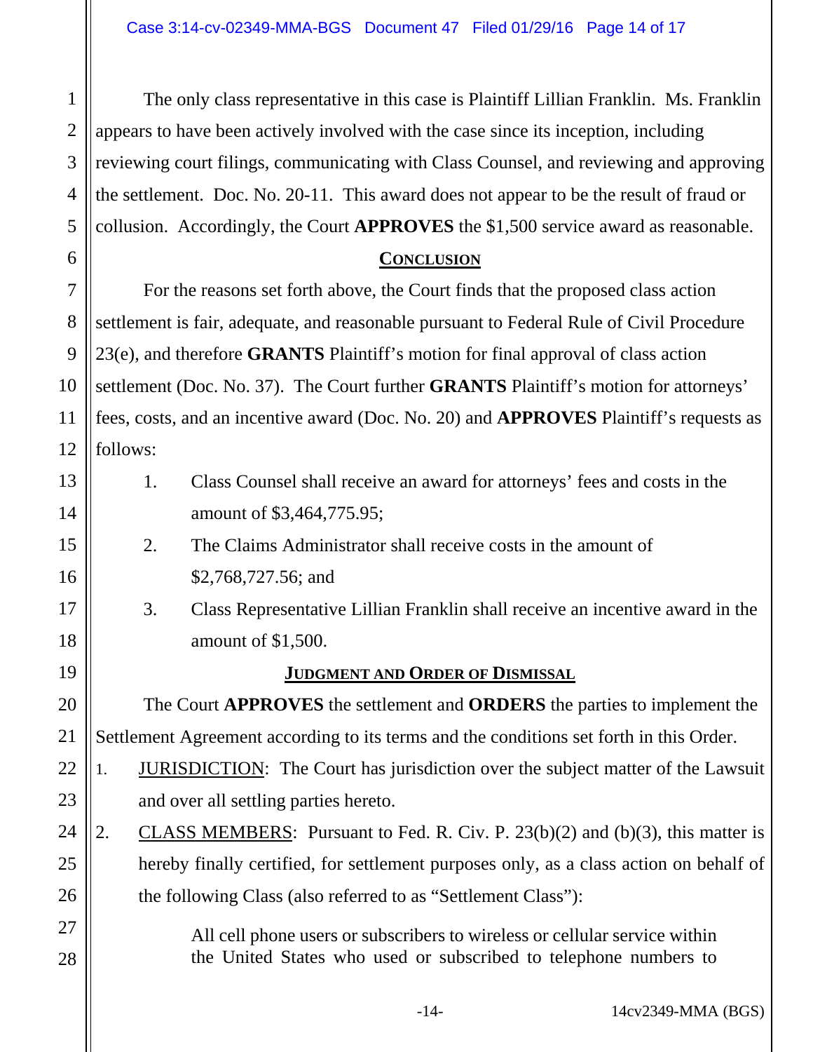The only class representative in this case is Plaintiff Lillian Franklin. Ms. Franklin appears to have been actively involved with the case since its inception, including reviewing court filings, communicating with Class Counsel, and reviewing and approving the settlement. Doc. No. 20-11. This award does not appear to be the result of fraud or collusion. Accordingly, the Court **APPROVES** the $1,500 service award as reasonable.

## CONCLUSION

For the reasons set forth above, the Court finds that the proposed class action settlement is fair, adequate, and reasonable pursuant to Federal Rule of Civil Procedure 23(e), and therefore **GRANTS** Plaintiff's motion for final approval of class action settlement (Doc. No. 37). The Court further **GRANTS** Plaintiff's motion for attorneys' fees, costs, and an incentive award (Doc. No. 20) and **APPROVES** Plaintiff's requests as follows:

1. Class Counsel shall receive an award for attorneys' fees and costs in the amount of $3,464,775.95;
2. The Claims Administrator shall receive costs in the amount of $2,768,727.56; and
3. Class Representative Lillian Franklin shall receive an incentive award in the amount of $1,500.

## JUDGMENT AND ORDER OF DISMISSAL

The Court **APPROVES** the settlement and **ORDERS** the parties to implement the Settlement Agreement according to its terms and the conditions set forth in this Order.

1. JURISDICTION: The Court has jurisdiction over the subject matter of the Lawsuit and over all settling parties hereto.
2. CLASS MEMBERS: Pursuant to Fed. R. Civ. P. 23(b)(2) and (b)(3), this matter is hereby finally certified, for settlement purposes only, as a class action on behalf of the following Class (also referred to as "Settlement Class"):

> All cell phone users or subscribers to wireless or cellular service within the United States who used or subscribed to telephone numbers to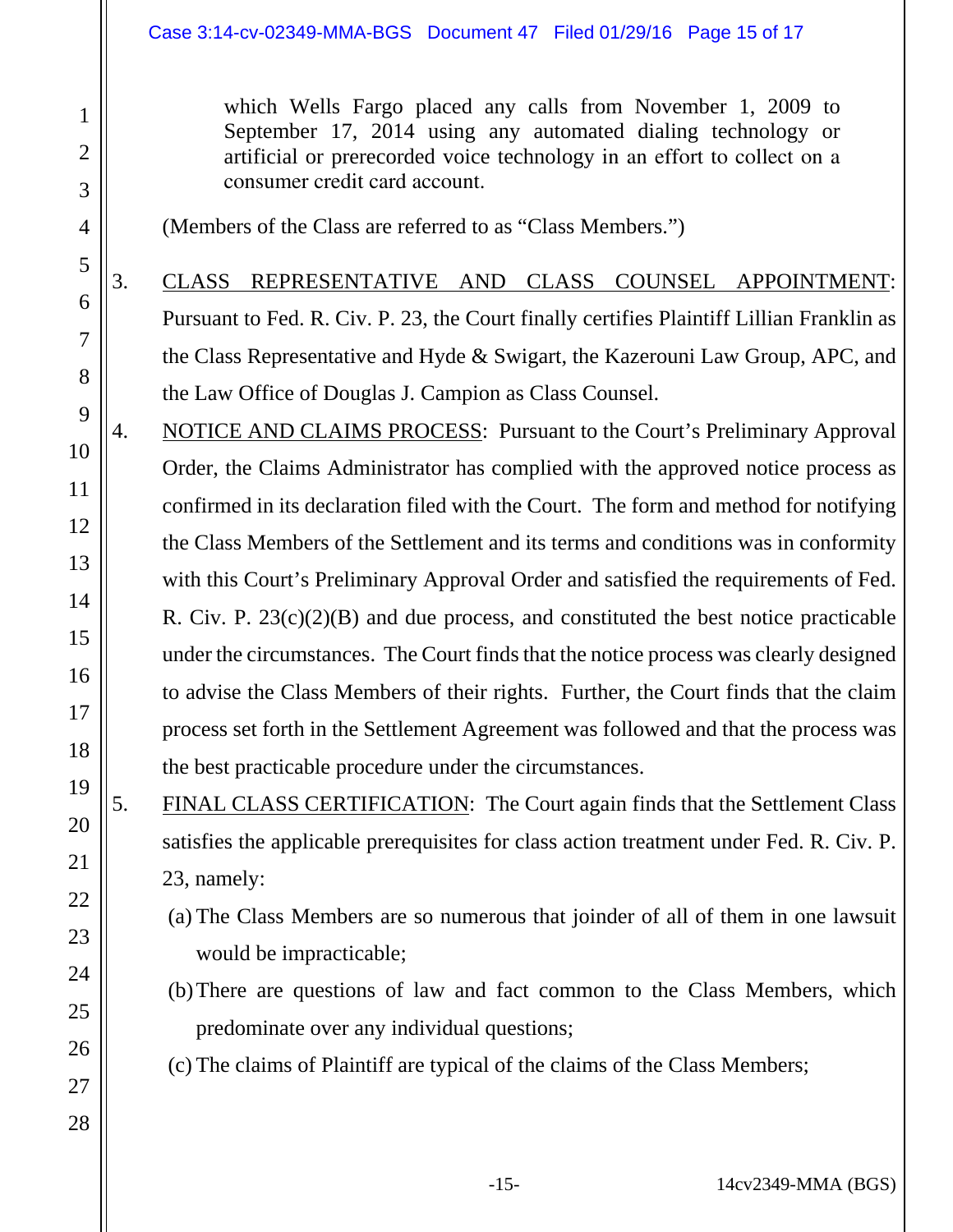> which Wells Fargo placed any calls from November 1, 2009 to September 17, 2014 using any automated dialing technology or artificial or prerecorded voice technology in an effort to collect on a consumer credit card account.

(Members of the Class are referred to as "Class Members.")

3. CLASS REPRESENTATIVE AND CLASS COUNSEL APPOINTMENT: Pursuant to Fed. R. Civ. P. 23, the Court finally certifies Plaintiff Lillian Franklin as the Class Representative and Hyde & Swigart, the Kazerouni Law Group, APC, and the Law Office of Douglas J. Campion as Class Counsel.

4. NOTICE AND CLAIMS PROCESS: Pursuant to the Court's Preliminary Approval Order, the Claims Administrator has complied with the approved notice process as confirmed in its declaration filed with the Court. The form and method for notifying the Class Members of the Settlement and its terms and conditions was in conformity with this Court's Preliminary Approval Order and satisfied the requirements of Fed. R. Civ. P. 23(c)(2)(B) and due process, and constituted the best notice practicable under the circumstances. The Court finds that the notice process was clearly designed to advise the Class Members of their rights. Further, the Court finds that the claim process set forth in the Settlement Agreement was followed and that the process was the best practicable procedure under the circumstances.

5. FINAL CLASS CERTIFICATION: The Court again finds that the Settlement Class satisfies the applicable prerequisites for class action treatment under Fed. R. Civ. P. 23, namely:

   (a) The Class Members are so numerous that joinder of all of them in one lawsuit would be impracticable;

   (b) There are questions of law and fact common to the Class Members, which predominate over any individual questions;

   (c) The claims of Plaintiff are typical of the claims of the Class Members;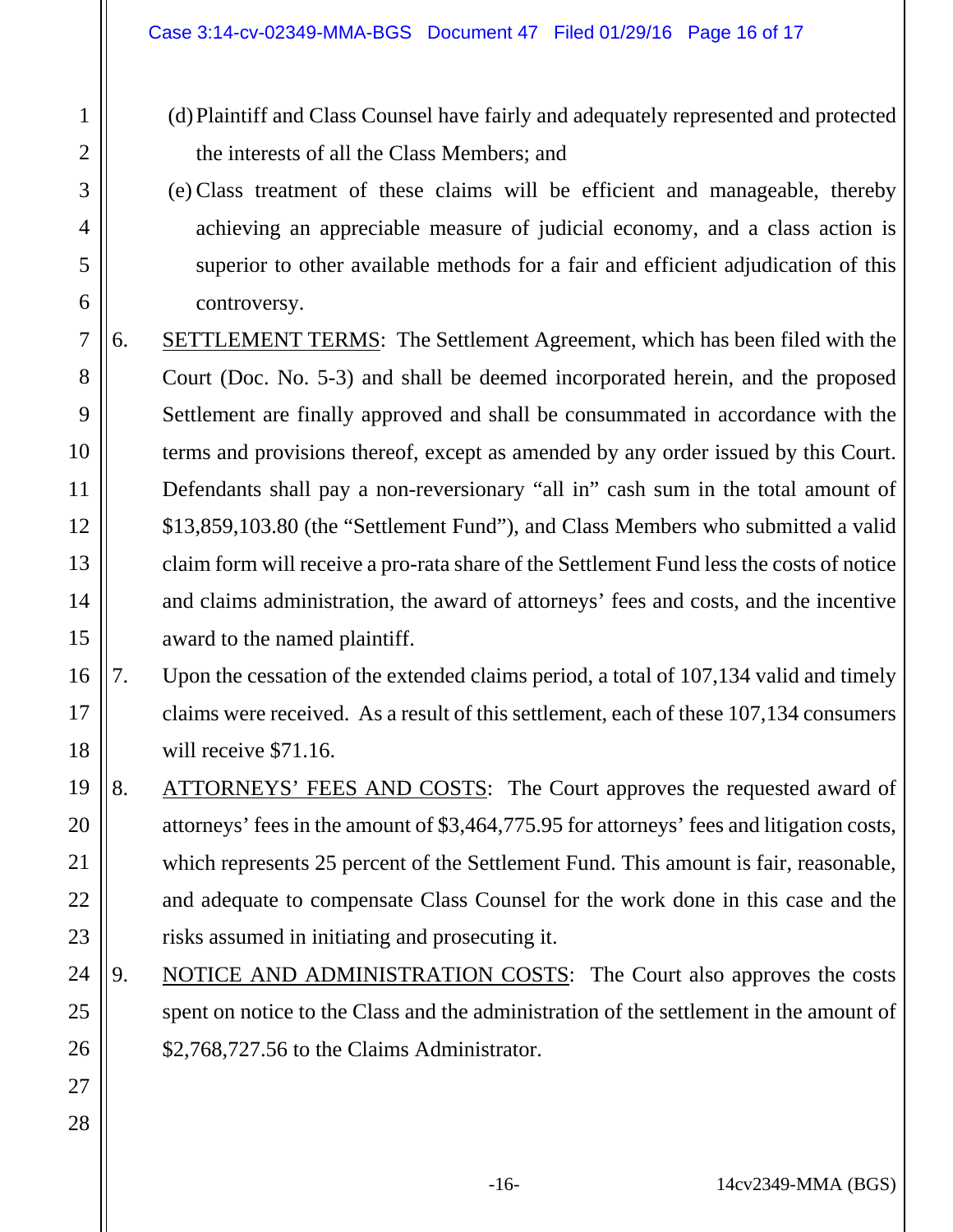(d) Plaintiff and Class Counsel have fairly and adequately represented and protected the interests of all the Class Members; and

(e) Class treatment of these claims will be efficient and manageable, thereby achieving an appreciable measure of judicial economy, and a class action is superior to other available methods for a fair and efficient adjudication of this controversy.

6. SETTLEMENT TERMS: The Settlement Agreement, which has been filed with the Court (Doc. No. 5-3) and shall be deemed incorporated herein, and the proposed Settlement are finally approved and shall be consummated in accordance with the terms and provisions thereof, except as amended by any order issued by this Court. Defendants shall pay a non-reversionary "all in" cash sum in the total amount of $13,859,103.80 (the "Settlement Fund"), and Class Members who submitted a valid claim form will receive a pro-rata share of the Settlement Fund less the costs of notice and claims administration, the award of attorneys' fees and costs, and the incentive award to the named plaintiff.

7. Upon the cessation of the extended claims period, a total of 107,134 valid and timely claims were received. As a result of this settlement, each of these 107,134 consumers will receive $71.16.

8. ATTORNEYS' FEES AND COSTS: The Court approves the requested award of attorneys' fees in the amount of $3,464,775.95 for attorneys' fees and litigation costs, which represents 25 percent of the Settlement Fund. This amount is fair, reasonable, and adequate to compensate Class Counsel for the work done in this case and the risks assumed in initiating and prosecuting it.

9. NOTICE AND ADMINISTRATION COSTS: The Court also approves the costs spent on notice to the Class and the administration of the settlement in the amount of $2,768,727.56 to the Claims Administrator.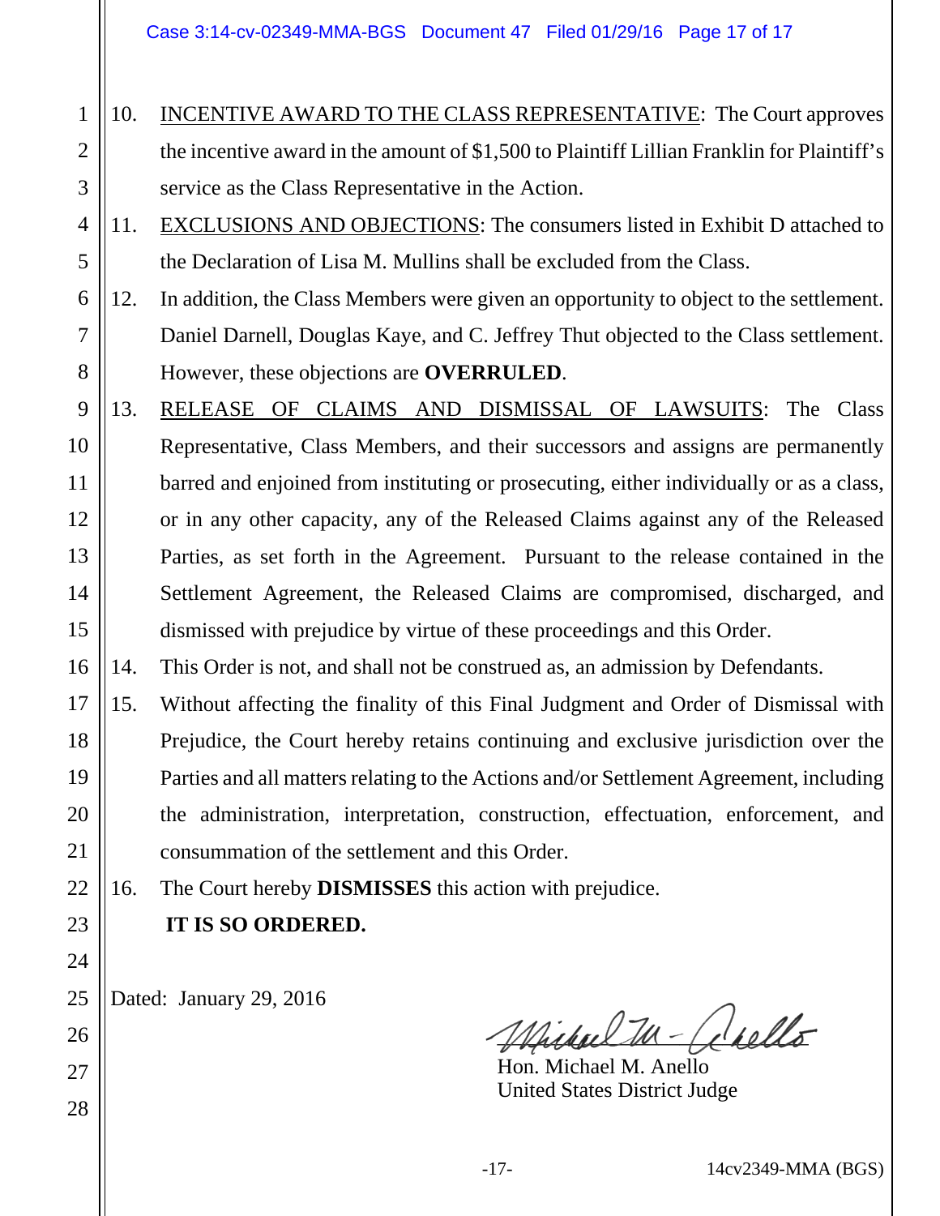10. INCENTIVE AWARD TO THE CLASS REPRESENTATIVE: The Court approves the incentive award in the amount of $1,500 to Plaintiff Lillian Franklin for Plaintiff's service as the Class Representative in the Action.

11. EXCLUSIONS AND OBJECTIONS: The consumers listed in Exhibit D attached to the Declaration of Lisa M. Mullins shall be excluded from the Class.

12. In addition, the Class Members were given an opportunity to object to the settlement. Daniel Darnell, Douglas Kaye, and C. Jeffrey Thut objected to the Class settlement. However, these objections are **OVERRULED**.

13. RELEASE OF CLAIMS AND DISMISSAL OF LAWSUITS: The Class Representative, Class Members, and their successors and assigns are permanently barred and enjoined from instituting or prosecuting, either individually or as a class, or in any other capacity, any of the Released Claims against any of the Released Parties, as set forth in the Agreement. Pursuant to the release contained in the Settlement Agreement, the Released Claims are compromised, discharged, and dismissed with prejudice by virtue of these proceedings and this Order.

14. This Order is not, and shall not be construed as, an admission by Defendants.

15. Without affecting the finality of this Final Judgment and Order of Dismissal with Prejudice, the Court hereby retains continuing and exclusive jurisdiction over the Parties and all matters relating to the Actions and/or Settlement Agreement, including the administration, interpretation, construction, effectuation, enforcement, and consummation of the settlement and this Order.

16. The Court hereby **DISMISSES** this action with prejudice.

**IT IS SO ORDERED.**

Dated: January 29, 2016

Hon. Michael M. Anello
United States District Judge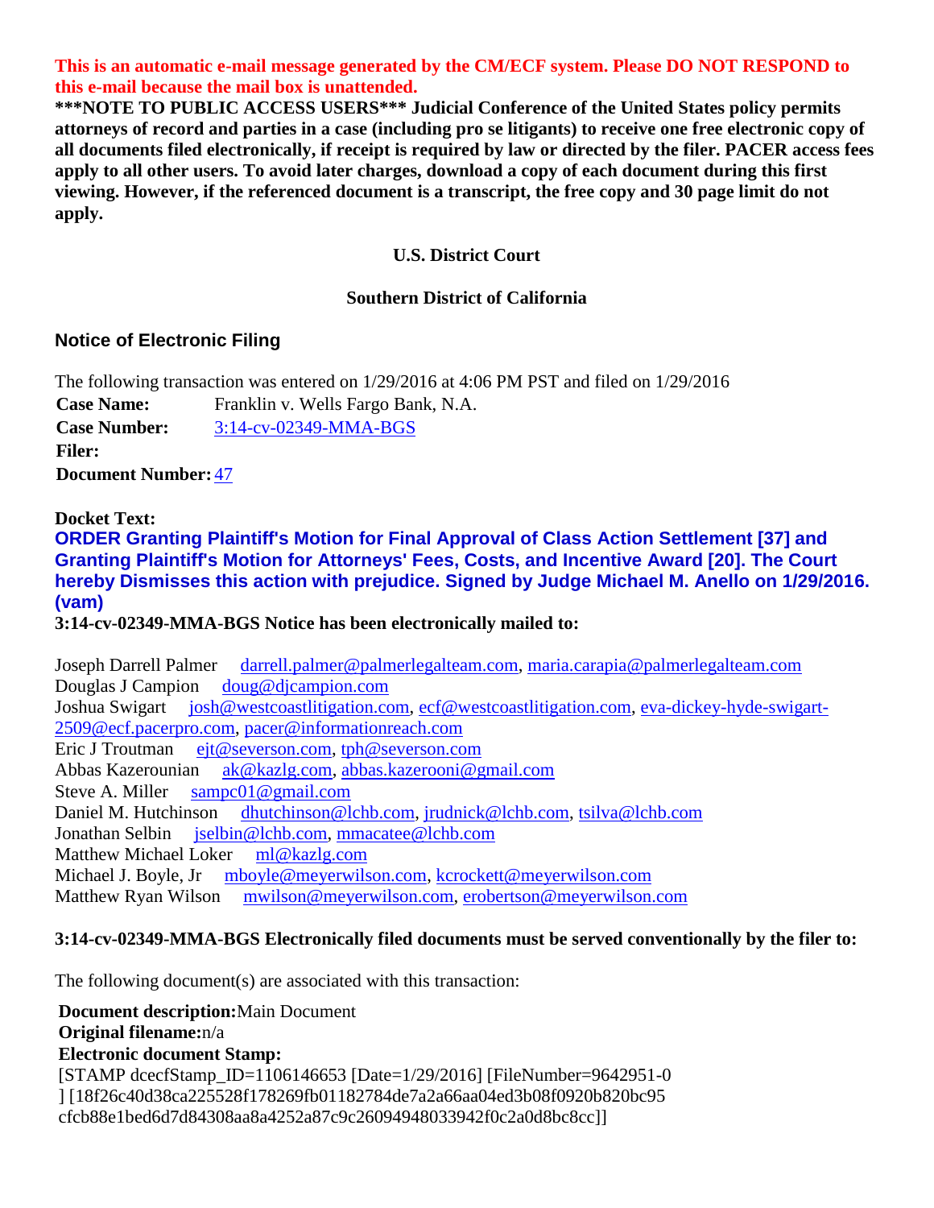**This is an automatic e-mail message generated by the CM/ECF system. Please DO NOT RESPOND to this e-mail because the mail box is unattended.**

**\*\*\*NOTE TO PUBLIC ACCESS USERS\*\*\* Judicial Conference of the United States policy permits attorneys of record and parties in a case (including pro se litigants) to receive one free electronic copy of all documents filed electronically, if receipt is required by law or directed by the filer. PACER access fees apply to all other users. To avoid later charges, download a copy of each document during this first viewing. However, if the referenced document is a transcript, the free copy and 30 page limit do not apply.**

**U.S. District Court**

**Southern District of California**

## Notice of Electronic Filing

The following transaction was entered on 1/29/2016 at 4:06 PM PST and filed on 1/29/2016

**Case Name:** Franklin v. Wells Fargo Bank, N.A.
**Case Number:** 3:14-cv-02349-MMA-BGS
**Filer:**
**Document Number:** 47

**Docket Text:**
**ORDER Granting Plaintiff's Motion for Final Approval of Class Action Settlement [37] and Granting Plaintiff's Motion for Attorneys' Fees, Costs, and Incentive Award [20]. The Court hereby Dismisses this action with prejudice. Signed by Judge Michael M. Anello on 1/29/2016. (vam)**

**3:14-cv-02349-MMA-BGS Notice has been electronically mailed to:**

Joseph Darrell Palmer darrell.palmer@palmerlegalteam.com, maria.carapia@palmerlegalteam.com
Douglas J Campion doug@djcampion.com
Joshua Swigart josh@westcoastlitigation.com, ecf@westcoastlitigation.com, eva-dickey-hyde-swigart-2509@ecf.pacerpro.com, pacer@informationreach.com
Eric J Troutman ejt@severson.com, tph@severson.com
Abbas Kazerounian ak@kazlg.com, abbas.kazerooni@gmail.com
Steve A. Miller sampc01@gmail.com
Daniel M. Hutchinson dhutchinson@lchb.com, jrudnick@lchb.com, tsilva@lchb.com
Jonathan Selbin jselbin@lchb.com, mmacatee@lchb.com
Matthew Michael Loker ml@kazlg.com
Michael J. Boyle, Jr mboyle@meyerwilson.com, kcrockett@meyerwilson.com
Matthew Ryan Wilson mwilson@meyerwilson.com, erobertson@meyerwilson.com

**3:14-cv-02349-MMA-BGS Electronically filed documents must be served conventionally by the filer to:**

The following document(s) are associated with this transaction:

**Document description:** Main Document
**Original filename:** n/a
**Electronic document Stamp:**
[STAMP dcecfStamp_ID=1106146653 [Date=1/29/2016] [FileNumber=9642951-0 ] [18f26c40d38ca225528f178269fb01182784de7a2a66aa04ed3b08f0920b820bc95 cfcb88e1bed6d7d84308aa8a4252a87c9c26094948033942f0c2a0d8bc8cc]]